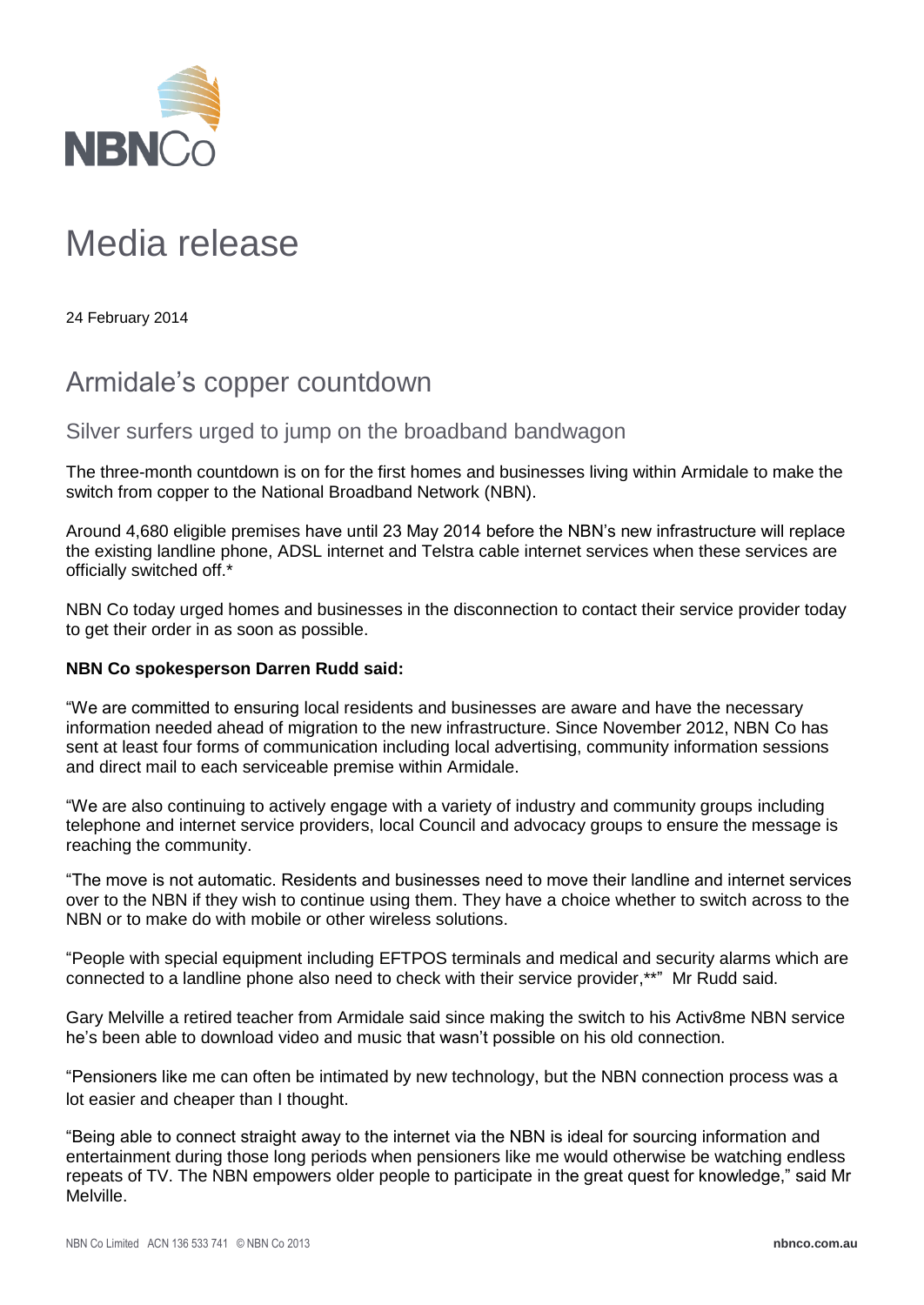NBNCo

# Media release

24 February 2014

## Armidale's copper countdown

### Silver surfers urged to jump on the broadband bandwagon

The three-month countdown is on for the first homes and businesses living within Armidale to make the switch from copper to the National Broadband Network (NBN).

Around 4,680 eligible premises have until 23 May 2014 before the NBN's new infrastructure will replace the existing landline phone, ADSL internet and Telstra cable internet services when these services are officially switched off.*

NBN Co today urged homes and businesses in the disconnection to contact their service provider today to get their order in as soon as possible.

**NBN Co spokesperson Darren Rudd said:**

"We are committed to ensuring local residents and businesses are aware and have the necessary information needed ahead of migration to the new infrastructure. Since November 2012, NBN Co has sent at least four forms of communication including local advertising, community information sessions and direct mail to each serviceable premise within Armidale.

"We are also continuing to actively engage with a variety of industry and community groups including telephone and internet service providers, local Council and advocacy groups to ensure the message is reaching the community.

"The move is not automatic. Residents and businesses need to move their landline and internet services over to the NBN if they wish to continue using them. They have a choice whether to switch across to the NBN or to make do with mobile or other wireless solutions.

"People with special equipment including EFTPOS terminals and medical and security alarms which are connected to a landline phone also need to check with their service provider,**" Mr Rudd said.

Gary Melville a retired teacher from Armidale said since making the switch to his Activ8me NBN service he's been able to download video and music that wasn't possible on his old connection.

"Pensioners like me can often be intimated by new technology, but the NBN connection process was a lot easier and cheaper than I thought.

"Being able to connect straight away to the internet via the NBN is ideal for sourcing information and entertainment during those long periods when pensioners like me would otherwise be watching endless repeats of TV. The NBN empowers older people to participate in the great quest for knowledge," said Mr Melville.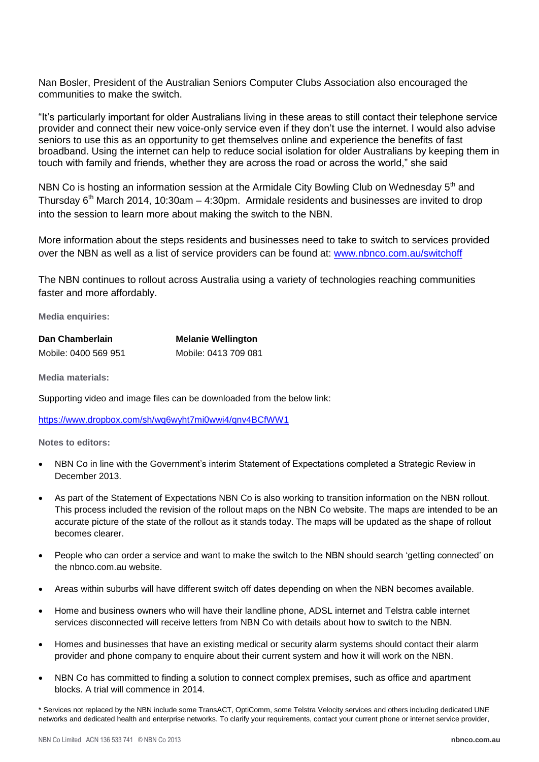Nan Bosler, President of the Australian Seniors Computer Clubs Association also encouraged the communities to make the switch.

"It's particularly important for older Australians living in these areas to still contact their telephone service provider and connect their new voice-only service even if they don't use the internet. I would also advise seniors to use this as an opportunity to get themselves online and experience the benefits of fast broadband. Using the internet can help to reduce social isolation for older Australians by keeping them in touch with family and friends, whether they are across the road or across the world," she said

NBN Co is hosting an information session at the Armidale City Bowling Club on Wednesday 5th and Thursday 6th March 2014, 10:30am – 4:30pm. Armidale residents and businesses are invited to drop into the session to learn more about making the switch to the NBN.

More information about the steps residents and businesses need to take to switch to services provided over the NBN as well as a list of service providers can be found at: [www.nbnco.com.au/switchoff](www.nbnco.com.au/switchoff)

The NBN continues to rollout across Australia using a variety of technologies reaching communities faster and more affordably.

**Media enquiries:**

| **Dan Chamberlain** | **Melanie Wellington** |
|---|---|
| Mobile: 0400 569 951 | Mobile: 0413 709 081 |

**Media materials:**

Supporting video and image files can be downloaded from the below link:

<https://www.dropbox.com/sh/wq6wyht7mi0wwi4/qnv4BCfWW1>

**Notes to editors:**

- NBN Co in line with the Government's interim Statement of Expectations completed a Strategic Review in December 2013.
- As part of the Statement of Expectations NBN Co is also working to transition information on the NBN rollout. This process included the revision of the rollout maps on the NBN Co website. The maps are intended to be an accurate picture of the state of the rollout as it stands today. The maps will be updated as the shape of rollout becomes clearer.
- People who can order a service and want to make the switch to the NBN should search 'getting connected' on the nbnco.com.au website.
- Areas within suburbs will have different switch off dates depending on when the NBN becomes available.
- Home and business owners who will have their landline phone, ADSL internet and Telstra cable internet services disconnected will receive letters from NBN Co with details about how to switch to the NBN.
- Homes and businesses that have an existing medical or security alarm systems should contact their alarm provider and phone company to enquire about their current system and how it will work on the NBN.
- NBN Co has committed to finding a solution to connect complex premises, such as office and apartment blocks. A trial will commence in 2014.

\* Services not replaced by the NBN include some TransACT, OptiComm, some Telstra Velocity services and others including dedicated UNE networks and dedicated health and enterprise networks. To clarify your requirements, contact your current phone or internet service provider,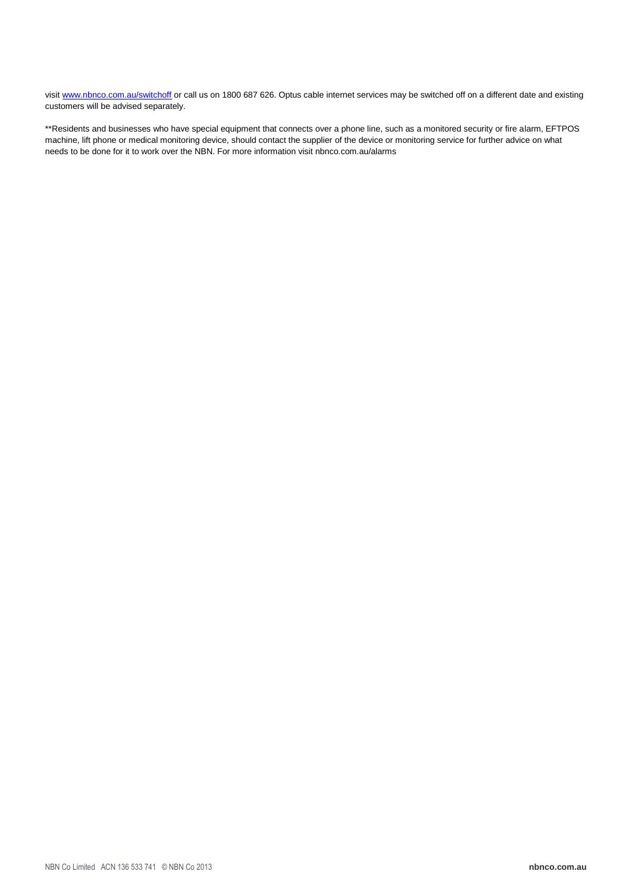visit [www.nbnco.com.au/switchoff](http://www.nbnco.com.au/switchoff) or call us on 1800 687 626. Optus cable internet services may be switched off on a different date and existing customers will be advised separately.

**Residents and businesses who have special equipment that connects over a phone line, such as a monitored security or fire alarm, EFTPOS machine, lift phone or medical monitoring device, should contact the supplier of the device or monitoring service for further advice on what needs to be done for it to work over the NBN. For more information visit nbnco.com.au/alarms